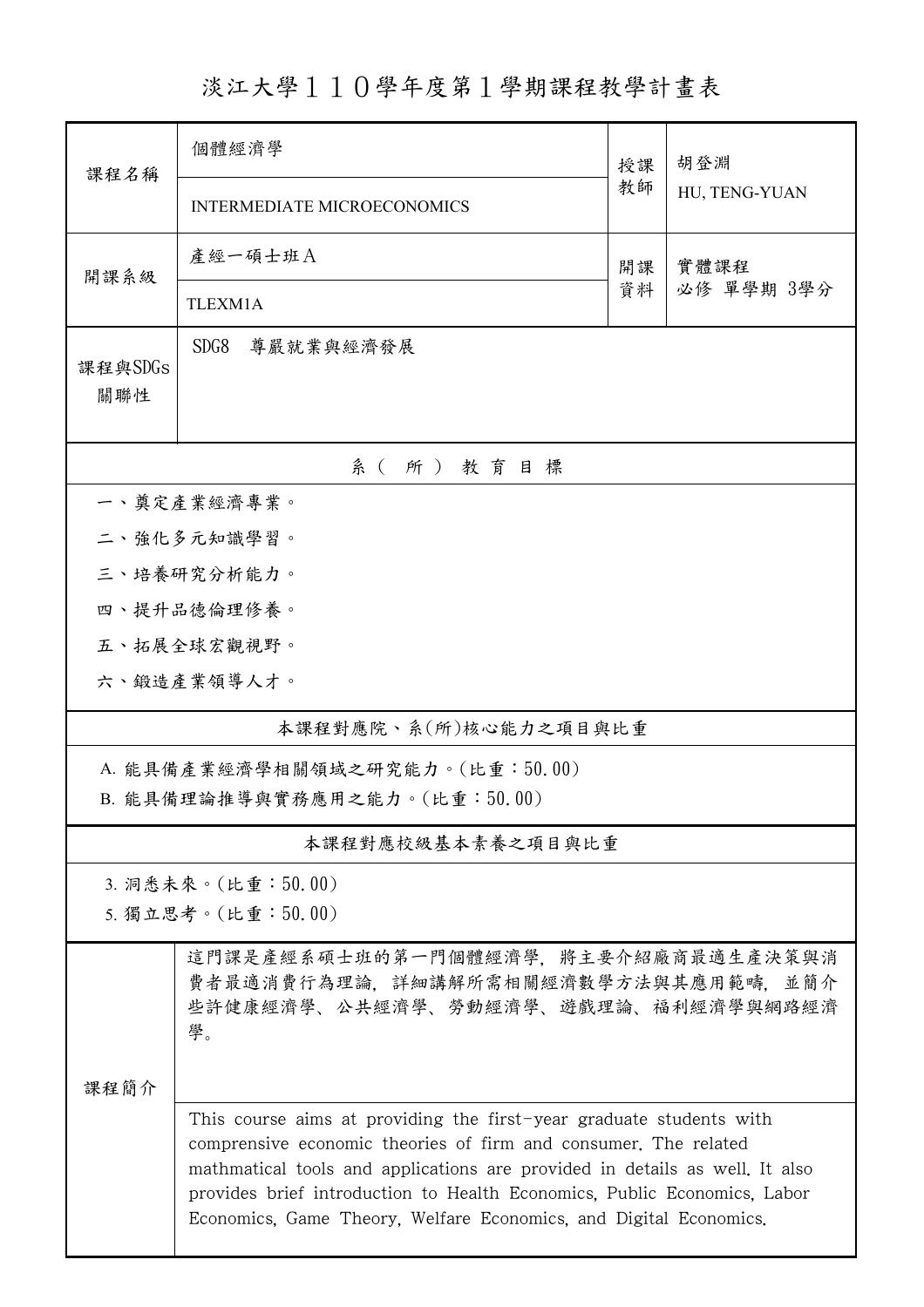# 淡江大學１１０學年度第１學期課程教學計畫表

| 課程名稱 | 個體經濟學<br>INTERMEDIATE MICROECONOMICS | 授課教師 | 胡登淵<br>HU, TENG-YUAN |
|---|---|---|---|
| 開課系級 | 產經一碩士班Ａ<br>TLEXM1A | 開課資料 | 實體課程<br>必修 單學期 3學分 |
| 課程與SDGs關聯性 | SDG8　尊嚴就業與經濟發展 | | |

## 系（所）教育目標

一、奠定產業經濟專業。

二、強化多元知識學習。

三、培養研究分析能力。

四、提升品德倫理修養。

五、拓展全球宏觀視野。

六、鍛造產業領導人才。

## 本課程對應院、系(所)核心能力之項目與比重

A. 能具備產業經濟學相關領域之研究能力。(比重：50.00)

B. 能具備理論推導與實務應用之能力。(比重：50.00)

## 本課程對應校級基本素養之項目與比重

3. 洞悉未來。(比重：50.00)

5. 獨立思考。(比重：50.00)

## 課程簡介

這門課是產經系碩士班的第一門個體經濟學，將主要介紹廠商最適生產決策與消費者最適消費行為理論，詳細講解所需相關經濟數學方法與其應用範疇，並簡介些許健康經濟學、公共經濟學、勞動經濟學、遊戲理論、福利經濟學與網路經濟學。

This course aims at providing the first-year graduate students with comprensive economic theories of firm and consumer. The related mathmatical tools and applications are provided in details as well. It also provides brief introduction to Health Economics, Public Economics, Labor Economics, Game Theory, Welfare Economics, and Digital Economics.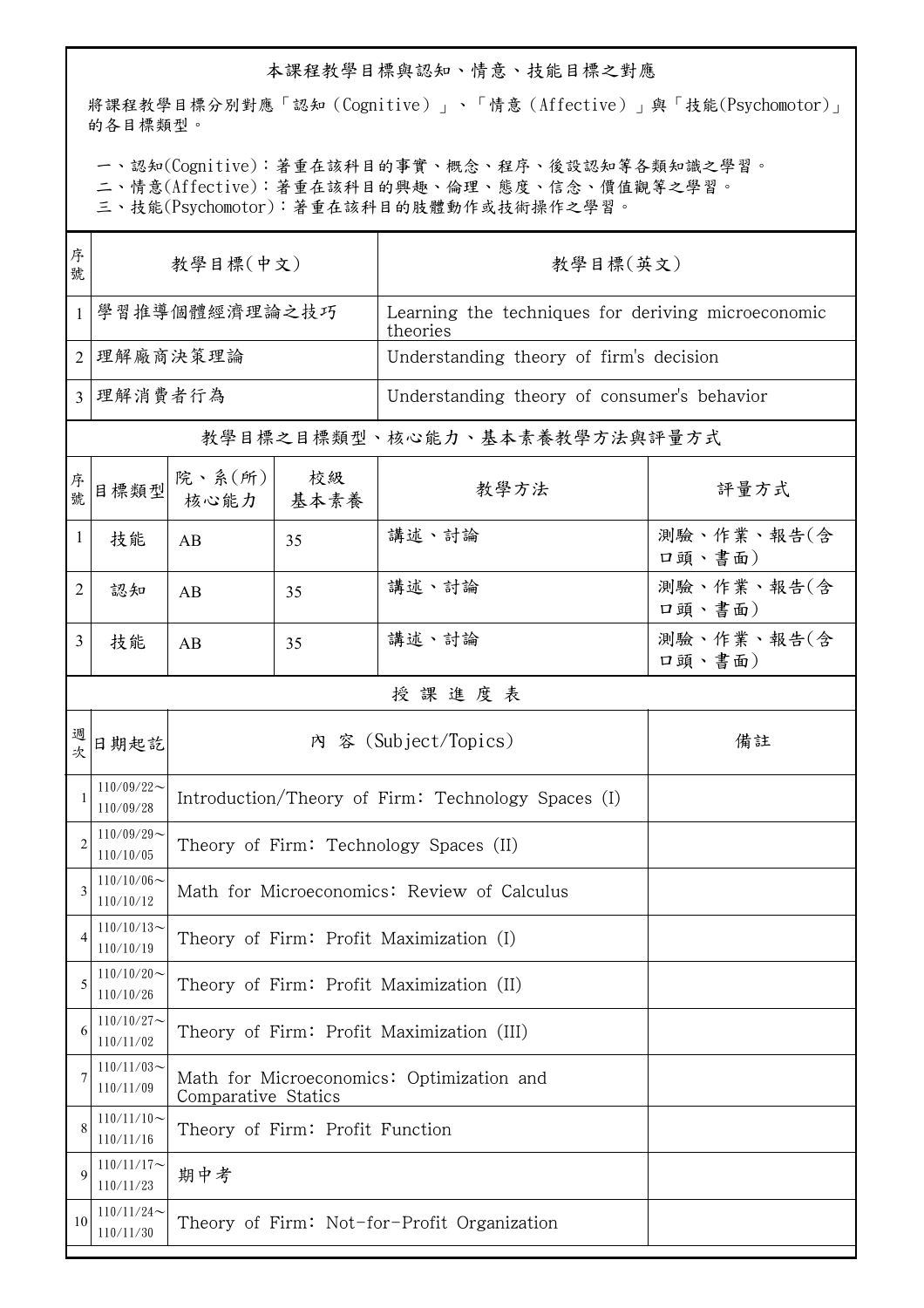## 本課程教學目標與認知、情意、技能目標之對應

將課程教學目標分別對應「認知（Cognitive）」、「情意（Affective）」與「技能(Psychomotor)」的各目標類型。

一、認知(Cognitive)：著重在該科目的事實、概念、程序、後設認知等各類知識之學習。
二、情意(Affective)：著重在該科目的興趣、倫理、態度、信念、價值觀等之學習。
三、技能(Psychomotor)：著重在該科目的肢體動作或技術操作之學習。

| 序號 | 教學目標(中文) | 教學目標(英文) |
| --- | --- | --- |
| 1 | 學習推導個體經濟理論之技巧 | Learning the techniques for deriving microeconomic theories |
| 2 | 理解廠商決策理論 | Understanding theory of firm's decision |
| 3 | 理解消費者行為 | Understanding theory of consumer's behavior |

## 教學目標之目標類型、核心能力、基本素養教學方法與評量方式

| 序號 | 目標類型 | 院、系(所)核心能力 | 校級基本素養 | 教學方法 | 評量方式 |
| --- | --- | --- | --- | --- | --- |
| 1 | 技能 | AB | 35 | 講述、討論 | 測驗、作業、報告(含口頭、書面) |
| 2 | 認知 | AB | 35 | 講述、討論 | 測驗、作業、報告(含口頭、書面) |
| 3 | 技能 | AB | 35 | 講述、討論 | 測驗、作業、報告(含口頭、書面) |

## 授 課 進 度 表

| 週次 | 日期起訖 | 內 容 (Subject/Topics) | 備註 |
| --- | --- | --- | --- |
| 1 | 110/09/22～110/09/28 | Introduction/Theory of Firm: Technology Spaces (I) | |
| 2 | 110/09/29～110/10/05 | Theory of Firm: Technology Spaces (II) | |
| 3 | 110/10/06～110/10/12 | Math for Microeconomics: Review of Calculus | |
| 4 | 110/10/13～110/10/19 | Theory of Firm: Profit Maximization (I) | |
| 5 | 110/10/20～110/10/26 | Theory of Firm: Profit Maximization (II) | |
| 6 | 110/10/27～110/11/02 | Theory of Firm: Profit Maximization (III) | |
| 7 | 110/11/03～110/11/09 | Math for Microeconomics: Optimization and Comparative Statics | |
| 8 | 110/11/10～110/11/16 | Theory of Firm: Profit Function | |
| 9 | 110/11/17～110/11/23 | 期中考 | |
| 10 | 110/11/24～110/11/30 | Theory of Firm: Not-for-Profit Organization | |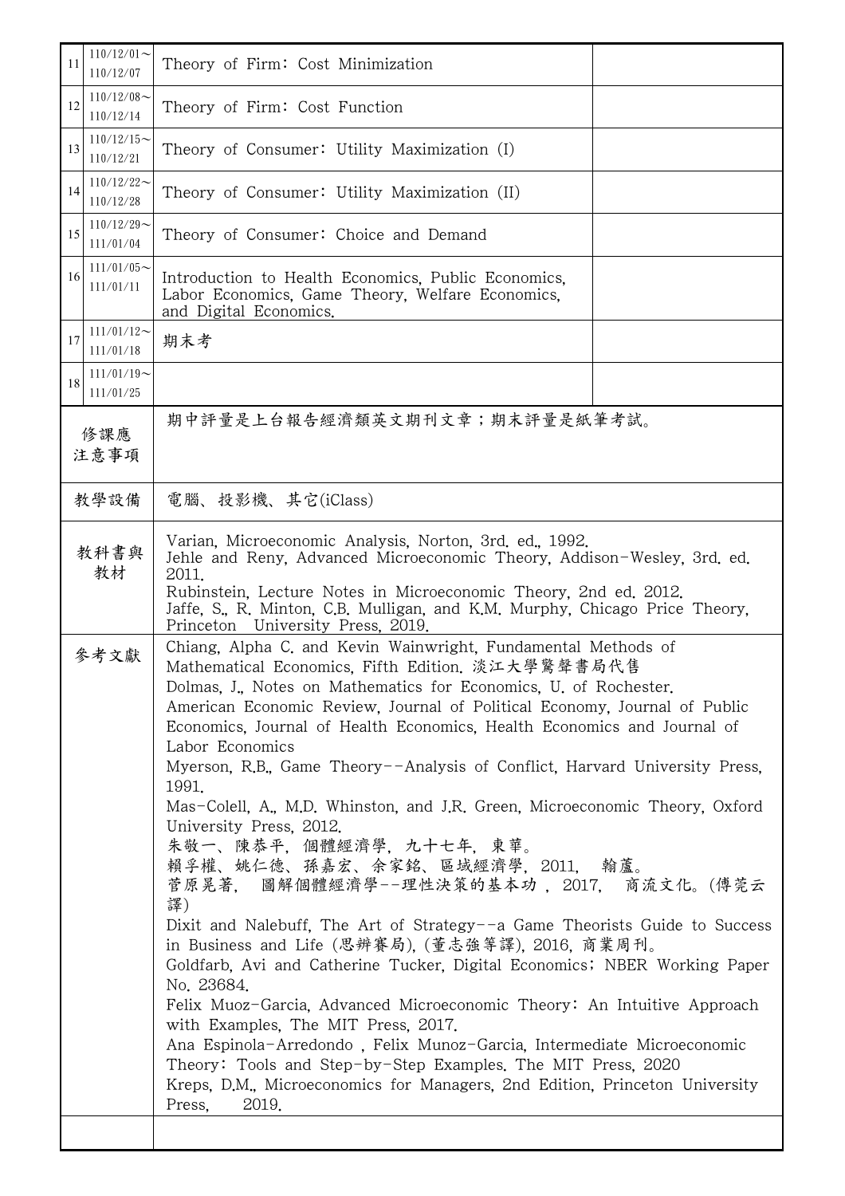| | | | |
|---|---|---|---|
| 11 | 110/12/01～<br>110/12/07 | Theory of Firm: Cost Minimization | |
| 12 | 110/12/08～<br>110/12/14 | Theory of Firm: Cost Function | |
| 13 | 110/12/15～<br>110/12/21 | Theory of Consumer: Utility Maximization (I) | |
| 14 | 110/12/22～<br>110/12/28 | Theory of Consumer: Utility Maximization (II) | |
| 15 | 110/12/29～<br>111/01/04 | Theory of Consumer: Choice and Demand | |
| 16 | 111/01/05～<br>111/01/11 | Introduction to Health Economics, Public Economics, Labor Economics, Game Theory, Welfare Economics, and Digital Economics. | |
| 17 | 111/01/12～<br>111/01/18 | 期末考 | |
| 18 | 111/01/19～<br>111/01/25 | | |

| | |
|---|---|
| 修課應注意事項 | 期中評量是上台報告經濟類英文期刊文章；期末評量是紙筆考試。 |
| 教學設備 | 電腦、投影機、其它(iClass) |
| 教科書與教材 | Varian, Microeconomic Analysis, Norton, 3rd. ed., 1992.<br>Jehle and Reny, Advanced Microeconomic Theory, Addison-Wesley, 3rd. ed. 2011.<br>Rubinstein, Lecture Notes in Microeconomic Theory, 2nd ed. 2012.<br>Jaffe, S., R. Minton, C.B. Mulligan, and K.M. Murphy, Chicago Price Theory, Princeton University Press, 2019. |
| 參考文獻 | Chiang, Alpha C. and Kevin Wainwright, Fundamental Methods of Mathematical Economics, Fifth Edition. 淡江大學驚聲書局代售<br>Dolmas, J., Notes on Mathematics for Economics, U. of Rochester.<br>American Economic Review, Journal of Political Economy, Journal of Public Economics, Journal of Health Economics, Health Economics and Journal of Labor Economics<br>Myerson, R.B., Game Theory--Analysis of Conflict, Harvard University Press, 1991.<br>Mas-Colell, A., M.D. Whinston, and J.R. Green, Microeconomic Theory, Oxford University Press, 2012.<br>朱敬一、陳恭平, 個體經濟學, 九十七年, 東華。<br>賴孚權、姚仁德、孫嘉宏、余家銘、區域經濟學, 2011, 翰蘆。<br>菅原晃著, 圖解個體經濟學--理性決策的基本功, 2017, 商流文化。(傅莞云譯)<br>Dixit and Nalebuff, The Art of Strategy--a Game Theorists Guide to Success in Business and Life (思辨賽局), (董志強等譯), 2016, 商業周刊。<br>Goldfarb, Avi and Catherine Tucker, Digital Economics; NBER Working Paper No. 23684.<br>Felix Muoz-Garcia, Advanced Microeconomic Theory: An Intuitive Approach with Examples, The MIT Press, 2017.<br>Ana Espinola-Arredondo , Felix Munoz-Garcia, Intermediate Microeconomic Theory: Tools and Step-by-Step Examples. The MIT Press, 2020<br>Kreps, D.M., Microeconomics for Managers, 2nd Edition, Princeton University Press, 2019. |
| | |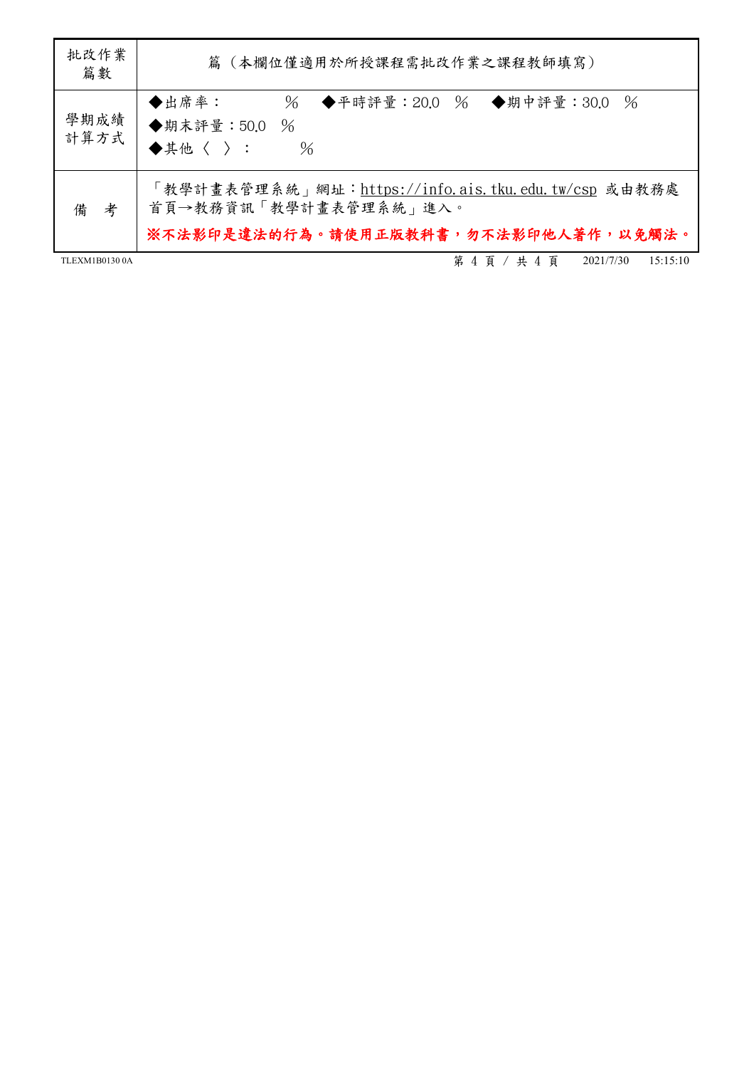| | |
|---|---|
| 批改作業篇數 | 篇（本欄位僅適用於所授課程需批改作業之課程教師填寫） |
| 學期成績計算方式 | ◆出席率：　　　%　◆平時評量：20.0　%　◆期中評量：30.0　%<br>◆期末評量：50.0　%<br>◆其他〈　〉：　　　% |
| 備　考 | 「教學計畫表管理系統」網址：https://info.ais.tku.edu.tw/csp 或由教務處首頁→教務資訊「教學計畫表管理系統」進入。<br>**※不法影印是違法的行為。請使用正版教科書，勿不法影印他人著作，以免觸法。** |

TLEXM1B0130 0A

2021/7/30　15:15:10